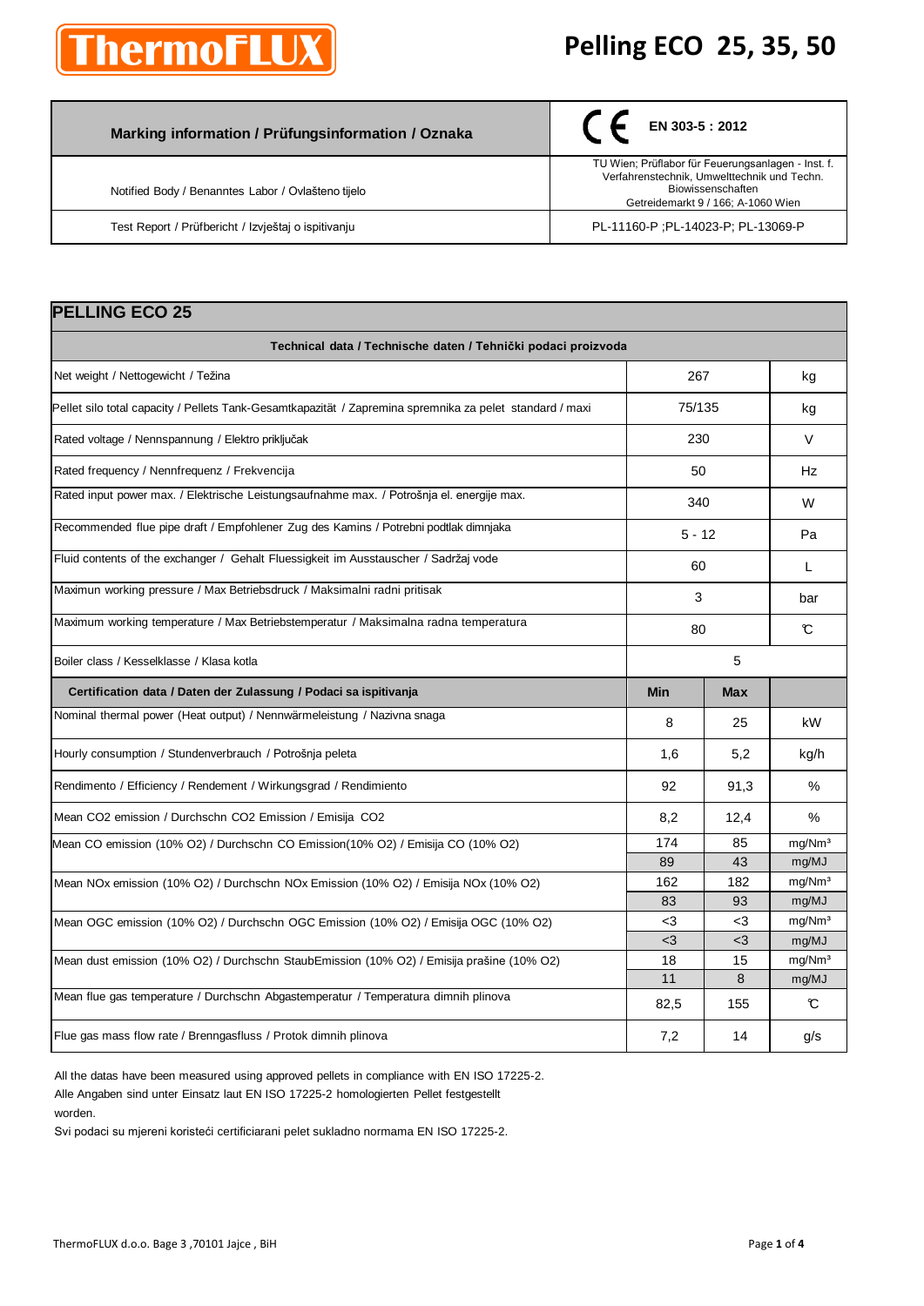**ThermoFLUX**

# Pelling ECO 25, 35, 50

| Marking information / Prüfungsinformation / Oznaka | CE EN 303-5 : 2012 |
|---|---|
| Notified Body / Benanntes Labor / Ovlašteno tijelo | TU Wien; Prüflabor für Feuerungsanlagen - Inst. f. Verfahrenstechnik, Umwelttechnik und Techn. Biowissenschaften Getreidemarkt 9 / 166; A-1060 Wien |
| Test Report / Prüfbericht / Izvještaj o ispitivanju | PL-11160-P ;PL-14023-P; PL-13069-P |

## PELLING ECO 25

| Technical data / Technische daten / Tehnički podaci proizvoda | | | |
|---|---|---|---|
| Net weight / Nettogewicht / Težina | 267 | | kg |
| Pellet silo total capacity / Pellets Tank-Gesamtkapazität / Zapremina spremnika za pelet standard / maxi | 75/135 | | kg |
| Rated voltage / Nennspannung / Elektro priključak | 230 | | V |
| Rated frequency / Nennfrequenz / Frekvencija | 50 | | Hz |
| Rated input power max. / Elektrische Leistungsaufnahme max. / Potrošnja el. energije max. | 340 | | W |
| Recommended flue pipe draft / Empfohlener Zug des Kamins / Potrebni podtlak dimnjaka | 5 - 12 | | Pa |
| Fluid contents of the exchanger / Gehalt Fluessigkeit im Ausstauscher / Sadržaj vode | 60 | | L |
| Maximun working pressure / Max Betriebsdruck / Maksimalni radni pritisak | 3 | | bar |
| Maximum working temperature / Max Betriebstemperatur / Maksimalna radna temperatura | 80 | | ℃ |
| Boiler class / Kesselklasse / Klasa kotla | 5 | | |
| **Certification data / Daten der Zulassung / Podaci sa ispitivanja** | **Min** | **Max** | |
| Nominal thermal power (Heat output) / Nennwärmeleistung / Nazivna snaga | 8 | 25 | kW |
| Hourly consumption / Stundenverbrauch / Potrošnja peleta | 1,6 | 5,2 | kg/h |
| Rendimento / Efficiency / Rendement / Wirkungsgrad / Rendimiento | 92 | 91,3 | % |
| Mean CO2 emission / Durchschn CO2 Emission / Emisija CO2 | 8,2 | 12,4 | % |
| Mean CO emission (10% O2) / Durchschn CO Emission(10% O2) / Emisija CO (10% O2) | 174 | 85 | mg/Nm³ |
| | 89 | 43 | mg/MJ |
| Mean NOx emission (10% O2) / Durchschn NOx Emission (10% O2) / Emisija NOx (10% O2) | 162 | 182 | mg/Nm³ |
| | 83 | 93 | mg/MJ |
| Mean OGC emission (10% O2) / Durchschn OGC Emission (10% O2) / Emisija OGC (10% O2) | <3 | <3 | mg/Nm³ |
| | <3 | <3 | mg/MJ |
| Mean dust emission (10% O2) / Durchschn StaubEmission (10% O2) / Emisija prašine (10% O2) | 18 | 15 | mg/Nm³ |
| | 11 | 8 | mg/MJ |
| Mean flue gas temperature / Durchschn Abgastemperatur / Temperatura dimnih plinova | 82,5 | 155 | ℃ |
| Flue gas mass flow rate / Brenngasfluss / Protok dimnih plinova | 7,2 | 14 | g/s |

All the datas have been measured using approved pellets in compliance with EN ISO 17225-2.
Alle Angaben sind unter Einsatz laut EN ISO 17225-2 homologierten Pellet festgestellt worden.
Svi podaci su mjereni koristeći certificiarani pelet sukladno normama EN ISO 17225-2.

ThermoFLUX d.o.o. Bage 3 ,70101 Jajce , BiH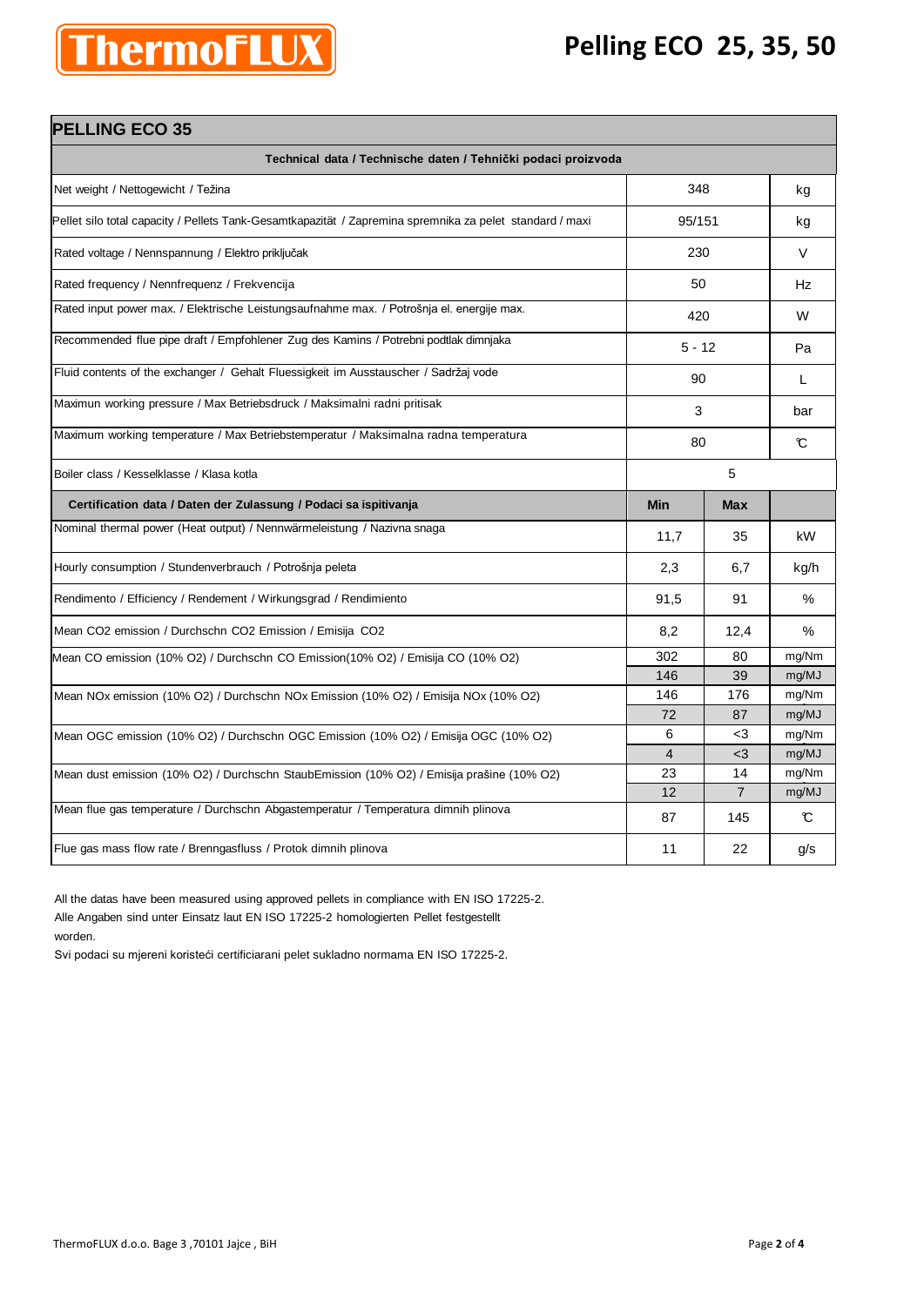ThermoFLUX

# Pelling ECO 25, 35, 50

## PELLING ECO 35

| Technical data / Technische daten / Tehnički podaci proizvoda | | | |
|---|---|---|---|
| Net weight / Nettogewicht / Težina | 348 | | kg |
| Pellet silo total capacity / Pellets Tank-Gesamtkapazität / Zapremina spremnika za pelet standard / maxi | 95/151 | | kg |
| Rated voltage / Nennspannung / Elektro priključak | 230 | | V |
| Rated frequency / Nennfrequenz / Frekvencija | 50 | | Hz |
| Rated input power max. / Elektrische Leistungsaufnahme max. / Potrošnja el. energije max. | 420 | | W |
| Recommended flue pipe draft / Empfohlener Zug des Kamins / Potrebni podtlak dimnjaka | 5 - 12 | | Pa |
| Fluid contents of the exchanger / Gehalt Fluessigkeit im Ausstauscher / Sadržaj vode | 90 | | L |
| Maximun working pressure / Max Betriebsdruck / Maksimalni radni pritisak | 3 | | bar |
| Maximum working temperature / Max Betriebstemperatur / Maksimalna radna temperatura | 80 | | ℃ |
| Boiler class / Kesselklasse / Klasa kotla | 5 | | |
| **Certification data / Daten der Zulassung / Podaci sa ispitivanja** | **Min** | **Max** | |
| Nominal thermal power (Heat output) / Nennwärmeleistung / Nazivna snaga | 11,7 | 35 | kW |
| Hourly consumption / Stundenverbrauch / Potrošnja peleta | 2,3 | 6,7 | kg/h |
| Rendimento / Efficiency / Rendement / Wirkungsgrad / Rendimiento | 91,5 | 91 | % |
| Mean CO2 emission / Durchschn CO2 Emission / Emisija CO2 | 8,2 | 12,4 | % |
| Mean CO emission (10% O2) / Durchschn CO Emission(10% O2) / Emisija CO (10% O2) | 302 | 80 | mg/Nm |
| | 146 | 39 | mg/MJ |
| Mean NOx emission (10% O2) / Durchschn NOx Emission (10% O2) / Emisija NOx (10% O2) | 146 | 176 | mg/Nm |
| | 72 | 87 | mg/MJ |
| Mean OGC emission (10% O2) / Durchschn OGC Emission (10% O2) / Emisija OGC (10% O2) | 6 | <3 | mg/Nm |
| | 4 | <3 | mg/MJ |
| Mean dust emission (10% O2) / Durchschn StaubEmission (10% O2) / Emisija prašine (10% O2) | 23 | 14 | mg/Nm |
| | 12 | 7 | mg/MJ |
| Mean flue gas temperature / Durchschn Abgastemperatur / Temperatura dimnih plinova | 87 | 145 | ℃ |
| Flue gas mass flow rate / Brenngasfluss / Protok dimnih plinova | 11 | 22 | g/s |

All the datas have been measured using approved pellets in compliance with EN ISO 17225-2.
Alle Angaben sind unter Einsatz laut EN ISO 17225-2 homologierten Pellet festgestellt worden.
Svi podaci su mjereni koristeći certificiarani pelet sukladno normama EN ISO 17225-2.

ThermoFLUX d.o.o. Bage 3 ,70101 Jajce , BiH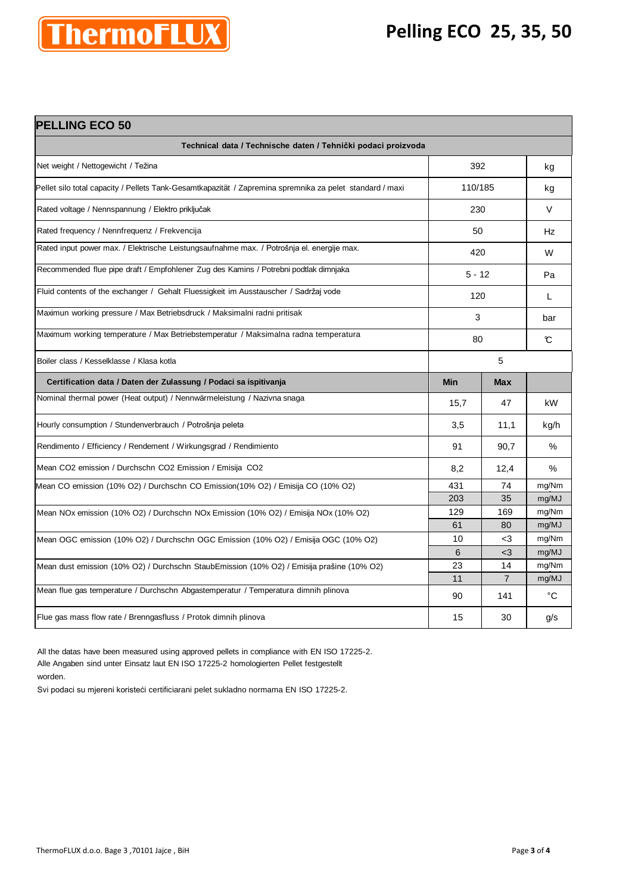# Pelling ECO 25, 35, 50

## PELLING ECO 50

| Technical data / Technische daten / Tehnički podaci proizvoda | | |
|---|---|---|
| Net weight / Nettogewicht / Težina | 392 | kg |
| Pellet silo total capacity / Pellets Tank-Gesamtkapazität / Zapremina spremnika za pelet standard / maxi | 110/185 | kg |
| Rated voltage / Nennspannung / Elektro priključak | 230 | V |
| Rated frequency / Nennfrequenz / Frekvencija | 50 | Hz |
| Rated input power max. / Elektrische Leistungsaufnahme max. / Potrošnja el. energije max. | 420 | W |
| Recommended flue pipe draft / Empfohlener Zug des Kamins / Potrebni podtlak dimnjaka | 5 - 12 | Pa |
| Fluid contents of the exchanger / Gehalt Fluessigkeit im Ausstauscher / Sadržaj vode | 120 | L |
| Maximun working pressure / Max Betriebsdruck / Maksimalni radni pritisak | 3 | bar |
| Maximum working temperature / Max Betriebstemperatur / Maksimalna radna temperatura | 80 | ℃ |
| Boiler class / Kesselklasse / Klasa kotla | 5 | |

| Certification data / Daten der Zulassung / Podaci sa ispitivanja | Min | Max | |
|---|---|---|---|
| Nominal thermal power (Heat output) / Nennwärmeleistung / Nazivna snaga | 15,7 | 47 | kW |
| Hourly consumption / Stundenverbrauch / Potrošnja peleta | 3,5 | 11,1 | kg/h |
| Rendimento / Efficiency / Rendement / Wirkungsgrad / Rendimiento | 91 | 90,7 | % |
| Mean CO2 emission / Durchschn CO2 Emission / Emisija CO2 | 8,2 | 12,4 | % |
| Mean CO emission (10% O2) / Durchschn CO Emission(10% O2) / Emisija CO (10% O2) | 431 | 74 | mg/Nm |
| | 203 | 35 | mg/MJ |
| Mean NOx emission (10% O2) / Durchschn NOx Emission (10% O2) / Emisija NOx (10% O2) | 129 | 169 | mg/Nm |
| | 61 | 80 | mg/MJ |
| Mean OGC emission (10% O2) / Durchschn OGC Emission (10% O2) / Emisija OGC (10% O2) | 10 | <3 | mg/Nm |
| | 6 | <3 | mg/MJ |
| Mean dust emission (10% O2) / Durchschn StaubEmission (10% O2) / Emisija prašine (10% O2) | 23 | 14 | mg/Nm |
| | 11 | 7 | mg/MJ |
| Mean flue gas temperature / Durchschn Abgastemperatur / Temperatura dimnih plinova | 90 | 141 | °C |
| Flue gas mass flow rate / Brenngasfluss / Protok dimnih plinova | 15 | 30 | g/s |

All the datas have been measured using approved pellets in compliance with EN ISO 17225-2.
Alle Angaben sind unter Einsatz laut EN ISO 17225-2 homologierten Pellet festgestellt worden.
Svi podaci su mjereni koristeći certificiarani pelet sukladno normama EN ISO 17225-2.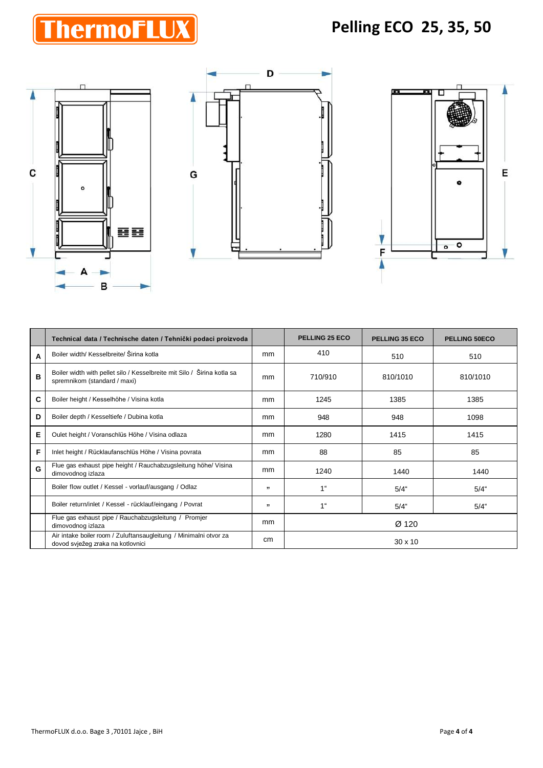# Pelling ECO 25, 35, 50

C
D
G
E
F
A
B

| | Technical data / Technische daten / Tehnički podaci proizvoda | | PELLING 25 ECO | PELLING 35 ECO | PELLING 50ECO |
|---|---|---|---|---|---|
| A | Boiler width/ Kesselbreite/ Širina kotla | mm | 410 | 510 | 510 |
| B | Boiler width with pellet silo / Kesselbreite mit Silo / Širina kotla sa spremnikom (standard / maxi) | mm | 710/910 | 810/1010 | 810/1010 |
| C | Boiler height / Kesselhöhe / Visina kotla | mm | 1245 | 1385 | 1385 |
| D | Boiler depth / Kesseltiefe / Dubina kotla | mm | 948 | 948 | 1098 |
| E | Oulet height / Voranschlüs Höhe / Visina odlaza | mm | 1280 | 1415 | 1415 |
| F | Inlet height / Rücklaufanschlüs Höhe / Visina povrata | mm | 88 | 85 | 85 |
| G | Flue gas exhaust pipe height / Rauchabzugsleitung höhe/ Visina dimovodnog izlaza | mm | 1240 | 1440 | 1440 |
| | Boiler flow outlet / Kessel - vorlauf/ausgang / Odlaz | " | 1" | 5/4" | 5/4" |
| | Boiler return/inlet / Kessel - rücklauf/eingang / Povrat | " | 1" | 5/4" | 5/4" |
| | Flue gas exhaust pipe / Rauchabzugsleitung / Promjer dimovodnog izlaza | mm | Ø 120 | | |
| | Air intake boiler room / Zuluftansaugleitung / Minimalni otvor za dovod svježeg zraka na kotlovnici | cm | 30 x 10 | | |

ThermoFLUX d.o.o. Bage 3 ,70101 Jajce , BiH